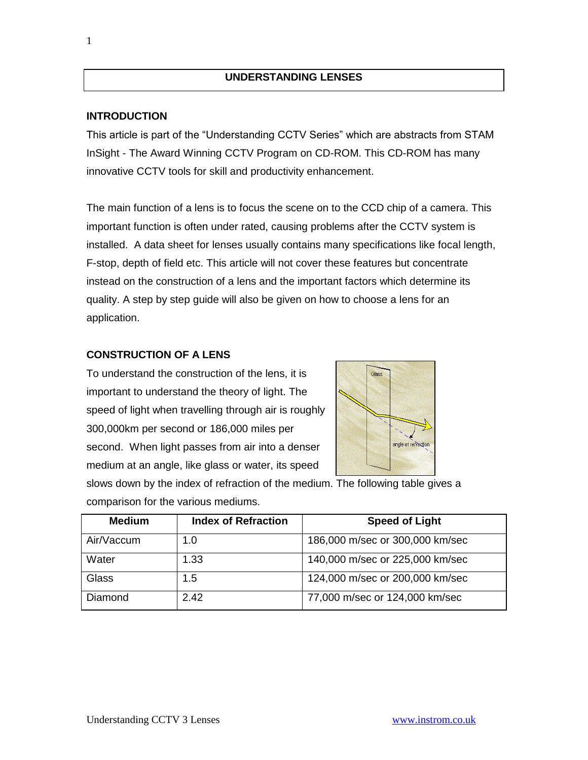# UNDERSTANDING LENSES

## INTRODUCTION

This article is part of the "Understanding CCTV Series" which are abstracts from STAM InSight - The Award Winning CCTV Program on CD-ROM. This CD-ROM has many innovative CCTV tools for skill and productivity enhancement.

The main function of a lens is to focus the scene on to the CCD chip of a camera. This important function is often under rated, causing problems after the CCTV system is installed. A data sheet for lenses usually contains many specifications like focal length, F-stop, depth of field etc. This article will not cover these features but concentrate instead on the construction of a lens and the important factors which determine its quality. A step by step guide will also be given on how to choose a lens for an application.

## CONSTRUCTION OF A LENS

To understand the construction of the lens, it is important to understand the theory of light. The speed of light when travelling through air is roughly 300,000km per second or 186,000 miles per second. When light passes from air into a denser medium at an angle, like glass or water, its speed slows down by the index of refraction of the medium. The following table gives a comparison for the various mediums.

| Medium | Index of Refraction | Speed of Light |
| --- | --- | --- |
| Air/Vaccum | 1.0 | 186,000 m/sec or 300,000 km/sec |
| Water | 1.33 | 140,000 m/sec or 225,000 km/sec |
| Glass | 1.5 | 124,000 m/sec or 200,000 km/sec |
| Diamond | 2.42 | 77,000 m/sec or 124,000 km/sec |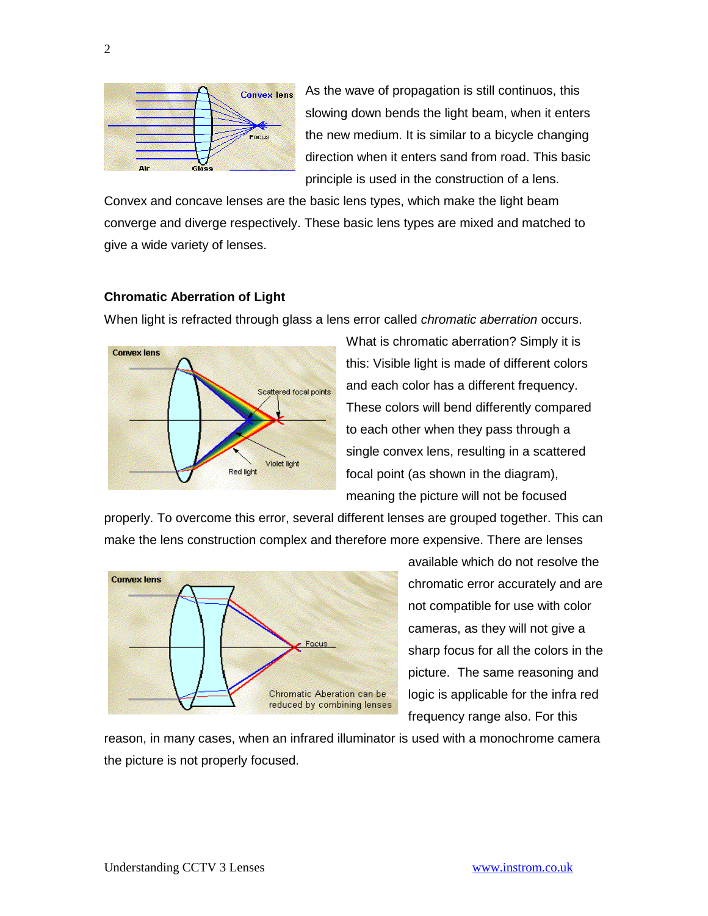As the wave of propagation is still continuos, this slowing down bends the light beam, when it enters the new medium. It is similar to a bicycle changing direction when it enters sand from road. This basic principle is used in the construction of a lens. Convex and concave lenses are the basic lens types, which make the light beam converge and diverge respectively. These basic lens types are mixed and matched to give a wide variety of lenses.

### Chromatic Aberration of Light

When light is refracted through glass a lens error called *chromatic aberration* occurs. What is chromatic aberration? Simply it is this: Visible light is made of different colors and each color has a different frequency. These colors will bend differently compared to each other when they pass through a single convex lens, resulting in a scattered focal point (as shown in the diagram), meaning the picture will not be focused properly. To overcome this error, several different lenses are grouped together. This can make the lens construction complex and therefore more expensive. There are lenses available which do not resolve the chromatic error accurately and are not compatible for use with color cameras, as they will not give a sharp focus for all the colors in the picture. The same reasoning and logic is applicable for the infra red frequency range also. For this reason, in many cases, when an infrared illuminator is used with a monochrome camera the picture is not properly focused.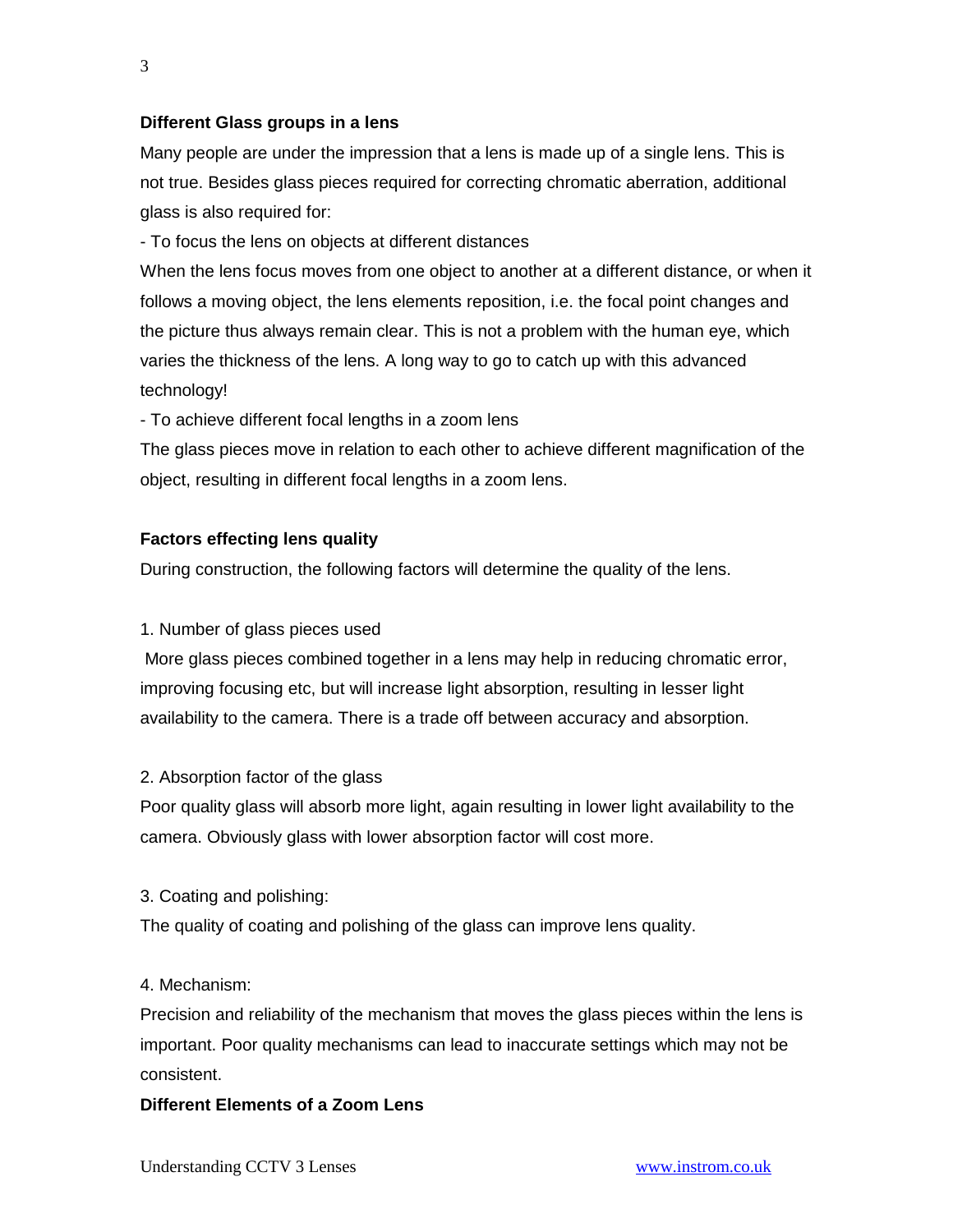**Different Glass groups in a lens**

Many people are under the impression that a lens is made up of a single lens. This is not true. Besides glass pieces required for correcting chromatic aberration, additional glass is also required for:

- To focus the lens on objects at different distances

When the lens focus moves from one object to another at a different distance, or when it follows a moving object, the lens elements reposition, i.e. the focal point changes and the picture thus always remain clear. This is not a problem with the human eye, which varies the thickness of the lens. A long way to go to catch up with this advanced technology!

- To achieve different focal lengths in a zoom lens

The glass pieces move in relation to each other to achieve different magnification of the object, resulting in different focal lengths in a zoom lens.

**Factors effecting lens quality**

During construction, the following factors will determine the quality of the lens.

1. Number of glass pieces used

More glass pieces combined together in a lens may help in reducing chromatic error, improving focusing etc, but will increase light absorption, resulting in lesser light availability to the camera. There is a trade off between accuracy and absorption.

2. Absorption factor of the glass

Poor quality glass will absorb more light, again resulting in lower light availability to the camera. Obviously glass with lower absorption factor will cost more.

3. Coating and polishing:

The quality of coating and polishing of the glass can improve lens quality.

4. Mechanism:

Precision and reliability of the mechanism that moves the glass pieces within the lens is important. Poor quality mechanisms can lead to inaccurate settings which may not be consistent.

**Different Elements of a Zoom Lens**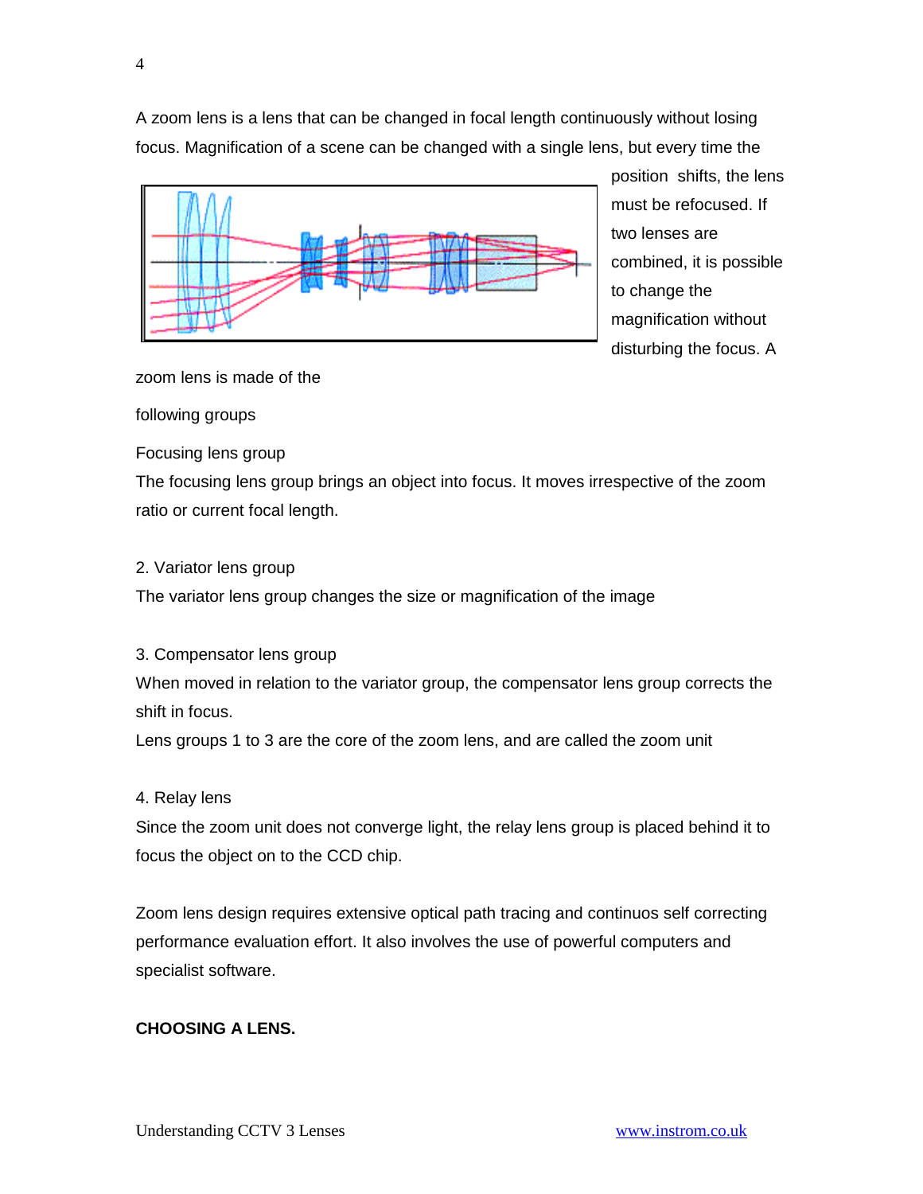A zoom lens is a lens that can be changed in focal length continuously without losing focus. Magnification of a scene can be changed with a single lens, but every time the position shifts, the lens must be refocused. If two lenses are combined, it is possible to change the magnification without disturbing the focus. A zoom lens is made of the following groups

Focusing lens group
The focusing lens group brings an object into focus. It moves irrespective of the zoom ratio or current focal length.

2. Variator lens group
The variator lens group changes the size or magnification of the image

3. Compensator lens group
When moved in relation to the variator group, the compensator lens group corrects the shift in focus.
Lens groups 1 to 3 are the core of the zoom lens, and are called the zoom unit

4. Relay lens
Since the zoom unit does not converge light, the relay lens group is placed behind it to focus the object on to the CCD chip.

Zoom lens design requires extensive optical path tracing and continuos self correcting performance evaluation effort. It also involves the use of powerful computers and specialist software.

**CHOOSING A LENS.**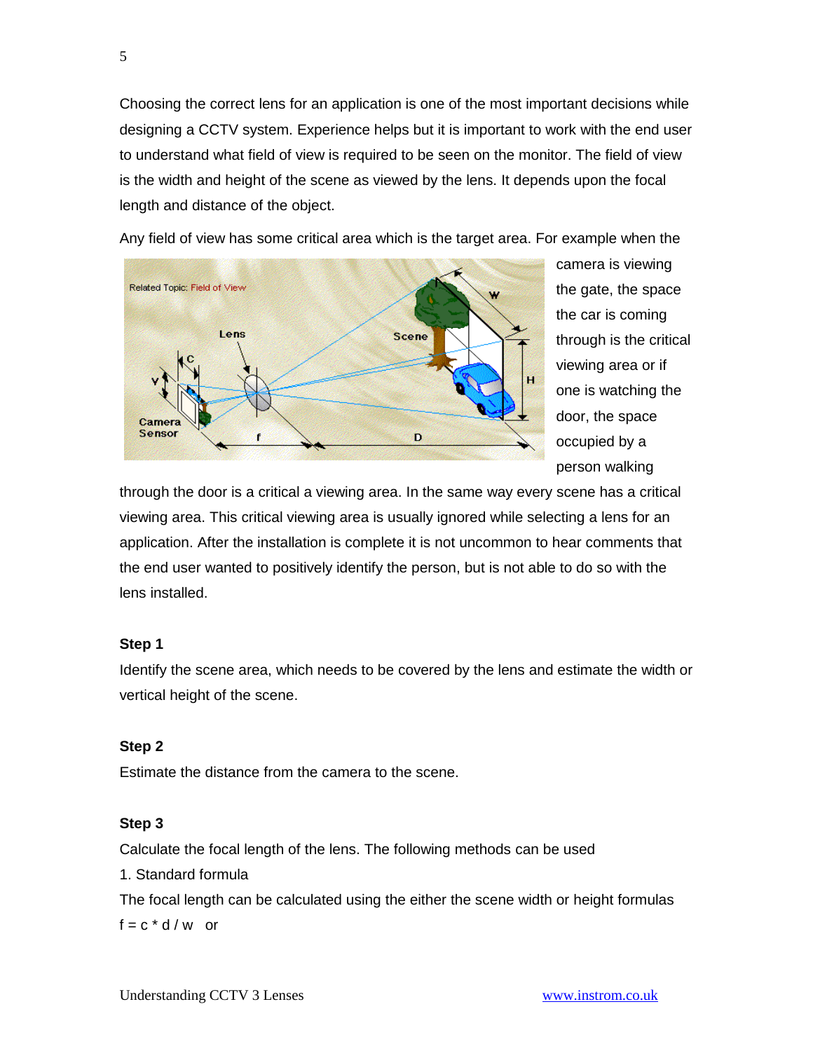Choosing the correct lens for an application is one of the most important decisions while designing a CCTV system. Experience helps but it is important to work with the end user to understand what field of view is required to be seen on the monitor. The field of view is the width and height of the scene as viewed by the lens. It depends upon the focal length and distance of the object.

Any field of view has some critical area which is the target area. For example when the camera is viewing the gate, the space the car is coming through is the critical viewing area or if one is watching the door, the space occupied by a person walking through the door is a critical a viewing area. In the same way every scene has a critical viewing area. This critical viewing area is usually ignored while selecting a lens for an application. After the installation is complete it is not uncommon to hear comments that the end user wanted to positively identify the person, but is not able to do so with the lens installed.

**Step 1**

Identify the scene area, which needs to be covered by the lens and estimate the width or vertical height of the scene.

**Step 2**

Estimate the distance from the camera to the scene.

**Step 3**

Calculate the focal length of the lens. The following methods can be used

1. Standard formula

The focal length can be calculated using the either the scene width or height formulas

$f = c * d / w$ or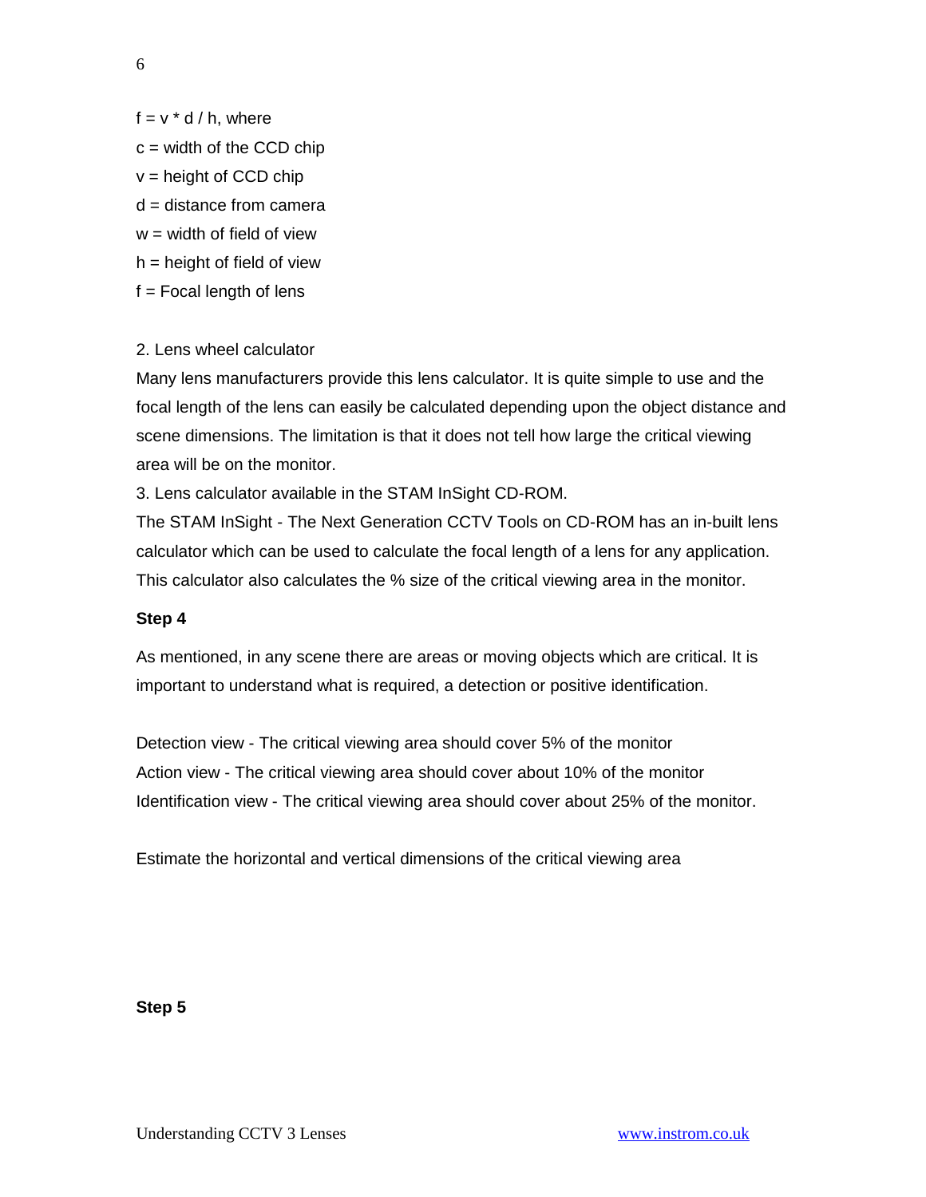$f = v * d / h$, where

$c$ = width of the CCD chip

$v$ = height of CCD chip

$d$ = distance from camera

$w$ = width of field of view

$h$ = height of field of view

$f$ = Focal length of lens

2. Lens wheel calculator

Many lens manufacturers provide this lens calculator. It is quite simple to use and the focal length of the lens can easily be calculated depending upon the object distance and scene dimensions. The limitation is that it does not tell how large the critical viewing area will be on the monitor.

3. Lens calculator available in the STAM InSight CD-ROM.

The STAM InSight - The Next Generation CCTV Tools on CD-ROM has an in-built lens calculator which can be used to calculate the focal length of a lens for any application. This calculator also calculates the % size of the critical viewing area in the monitor.

**Step 4**

As mentioned, in any scene there are areas or moving objects which are critical. It is important to understand what is required, a detection or positive identification.

Detection view - The critical viewing area should cover 5% of the monitor

Action view - The critical viewing area should cover about 10% of the monitor

Identification view - The critical viewing area should cover about 25% of the monitor.

Estimate the horizontal and vertical dimensions of the critical viewing area

**Step 5**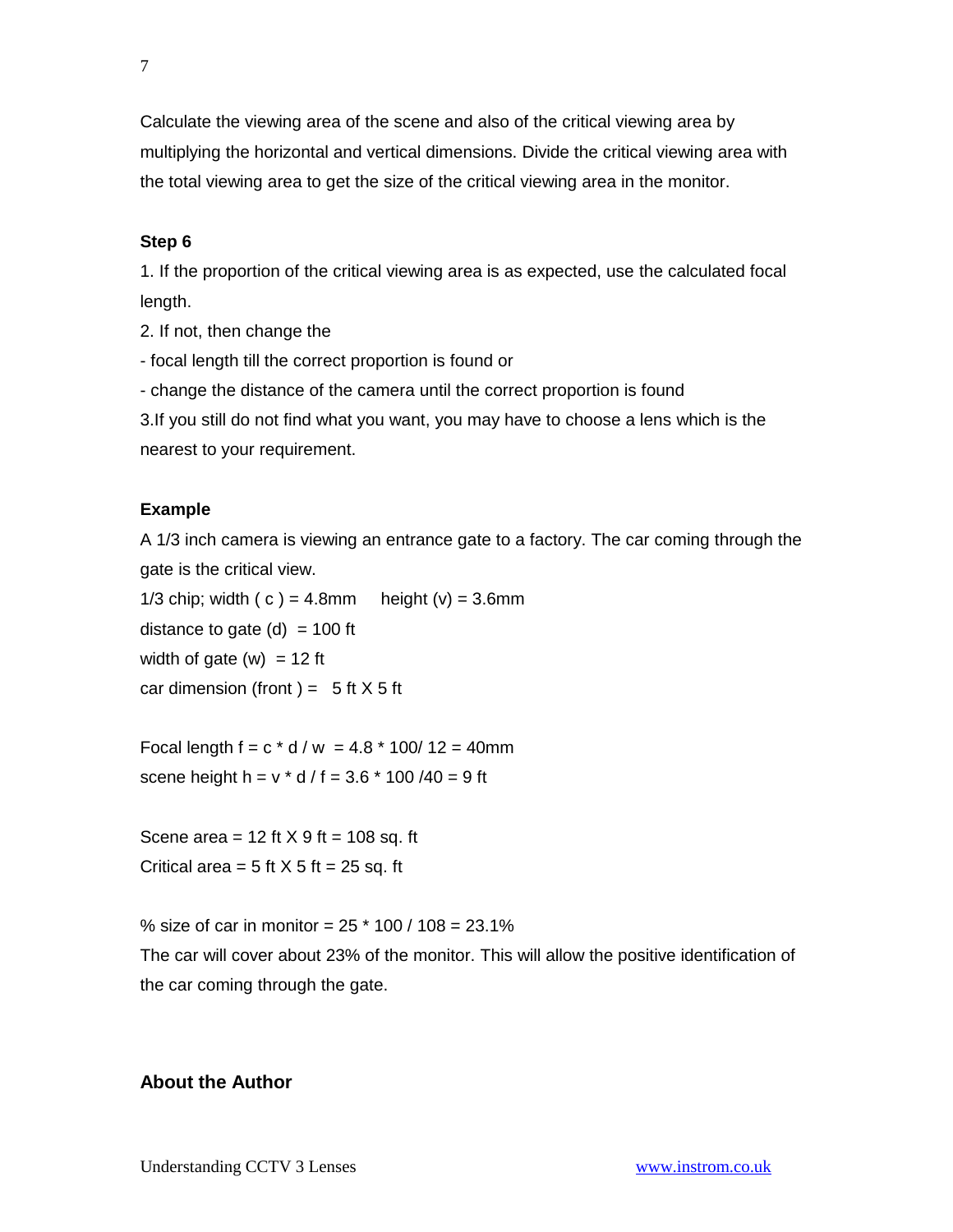Calculate the viewing area of the scene and also of the critical viewing area by multiplying the horizontal and vertical dimensions. Divide the critical viewing area with the total viewing area to get the size of the critical viewing area in the monitor.

**Step 6**

1. If the proportion of the critical viewing area is as expected, use the calculated focal length.
2. If not, then change the
- focal length till the correct proportion is found or
- change the distance of the camera until the correct proportion is found
3. If you still do not find what you want, you may have to choose a lens which is the nearest to your requirement.

**Example**

A 1/3 inch camera is viewing an entrance gate to a factory. The car coming through the gate is the critical view.

1/3 chip; width ( c ) = 4.8mm   height (v) = 3.6mm

distance to gate (d) = 100 ft

width of gate (w) = 12 ft

car dimension (front ) = 5 ft X 5 ft

Focal length $f = c * d / w = 4.8 * 100 / 12 = 40$mm

scene height $h = v * d / f = 3.6 * 100 / 40 = 9$ ft

Scene area = 12 ft X 9 ft = 108 sq. ft

Critical area = 5 ft X 5 ft = 25 sq. ft

% size of car in monitor = 25 * 100 / 108 = 23.1%

The car will cover about 23% of the monitor. This will allow the positive identification of the car coming through the gate.

## About the Author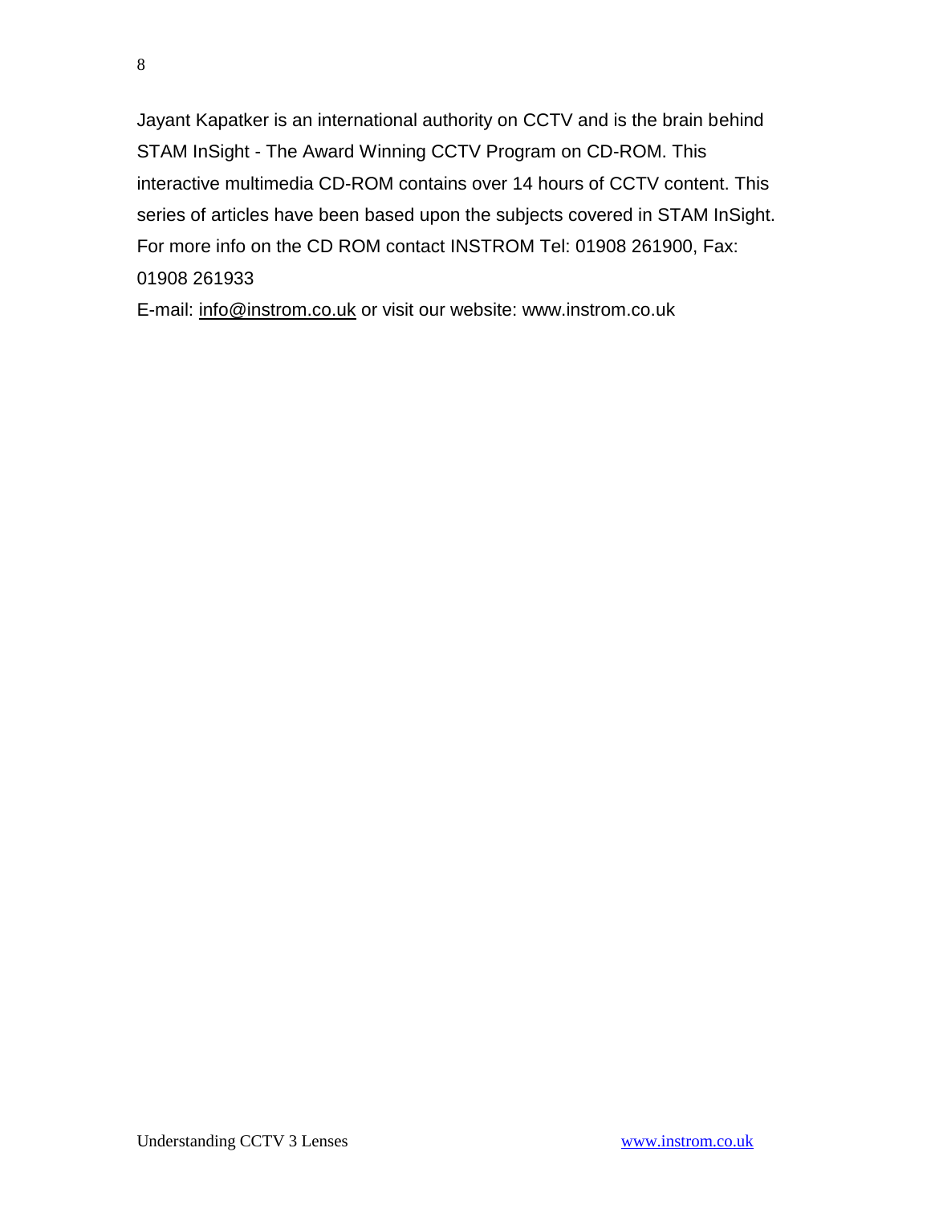Jayant Kapatker is an international authority on CCTV and is the brain behind STAM InSight - The Award Winning CCTV Program on CD-ROM. This interactive multimedia CD-ROM contains over 14 hours of CCTV content. This series of articles have been based upon the subjects covered in STAM InSight. For more info on the CD ROM contact INSTROM Tel: 01908 261900, Fax: 01908 261933

E-mail: info@instrom.co.uk or visit our website: www.instrom.co.uk